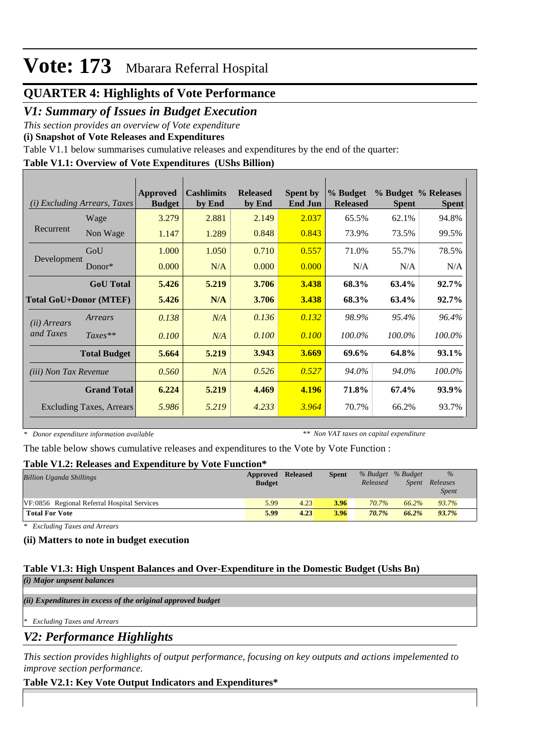# Vote: 173 Mbarara Referral Hospital

## QUARTER 4: Highlights of Vote Performance

### *V1: Summary of Issues in Budget Execution*

*This section provides an overview of Vote expenditure*

**(i) Snapshot of Vote Releases and Expenditures**

Table V1.1 below summarises cumulative releases and expenditures by the end of the quarter:

**Table V1.1: Overview of Vote Expenditures (UShs Billion)**

| *(i) Excluding Arrears, Taxes* | | Approved Budget | Cashlimits by End | Released by End | Spent by End Jun | % Budget Released | % Budget Spent | % Releases Spent |
|---|---|---|---|---|---|---|---|---|
| Recurrent | Wage | 3.279 | 2.881 | 2.149 | 2.037 | 65.5% | 62.1% | 94.8% |
| | Non Wage | 1.147 | 1.289 | 0.848 | 0.843 | 73.9% | 73.5% | 99.5% |
| Development | GoU | 1.000 | 1.050 | 0.710 | 0.557 | 71.0% | 55.7% | 78.5% |
| | Donor* | 0.000 | N/A | 0.000 | 0.000 | N/A | N/A | N/A |
| | **GoU Total** | **5.426** | **5.219** | **3.706** | **3.438** | **68.3%** | **63.4%** | **92.7%** |
| **Total GoU+Donor (MTEF)** | | **5.426** | **N/A** | **3.706** | **3.438** | **68.3%** | **63.4%** | **92.7%** |
| *(ii) Arrears and Taxes* | *Arrears* | *0.138* | *N/A* | *0.136* | *0.132* | *98.9%* | *95.4%* | *96.4%* |
| | *Taxes*** | *0.100* | *N/A* | *0.100* | *0.100* | *100.0%* | *100.0%* | *100.0%* |
| | **Total Budget** | **5.664** | **5.219** | **3.943** | **3.669** | **69.6%** | **64.8%** | **93.1%** |
| *(iii) Non Tax Revenue* | | *0.560* | *N/A* | *0.526* | *0.527* | *94.0%* | *94.0%* | *100.0%* |
| | **Grand Total** | **6.224** | **5.219** | **4.469** | **4.196** | **71.8%** | **67.4%** | **93.9%** |
| Excluding Taxes, Arrears | | *5.986* | *5.219* | *4.233* | *3.964* | 70.7% | 66.2% | 93.7% |

\* *Donor expenditure information available* ** *Non VAT taxes on capital expenditure*

The table below shows cumulative releases and expenditures to the Vote by Vote Function :

**Table V1.2: Releases and Expenditure by Vote Function***

| *Billion Uganda Shillings* | Approved Budget | Released | Spent | *% Budget Released* | *% Budget Spent* | *% Releases Spent* |
|---|---|---|---|---|---|---|
| VF:0856 Regional Referral Hospital Services | 5.99 | 4.23 | **3.96** | *70.7%* | *66.2%* | *93.7%* |
| **Total For Vote** | **5.99** | **4.23** | **3.96** | ***70.7%*** | ***66.2%*** | ***93.7%*** |

\* *Excluding Taxes and Arrears*

**(ii) Matters to note in budget execution**

**Table V1.3: High Unspent Balances and Over-Expenditure in the Domestic Budget (Ushs Bn)**

***(i) Major unpsent balances***

***(ii) Expenditures in excess of the original approved budget***

\* *Excluding Taxes and Arrears*

### *V2: Performance Highlights*

*This section provides highlights of output performance, focusing on key outputs and actions impelemented to improve section performance.*

**Table V2.1: Key Vote Output Indicators and Expenditures***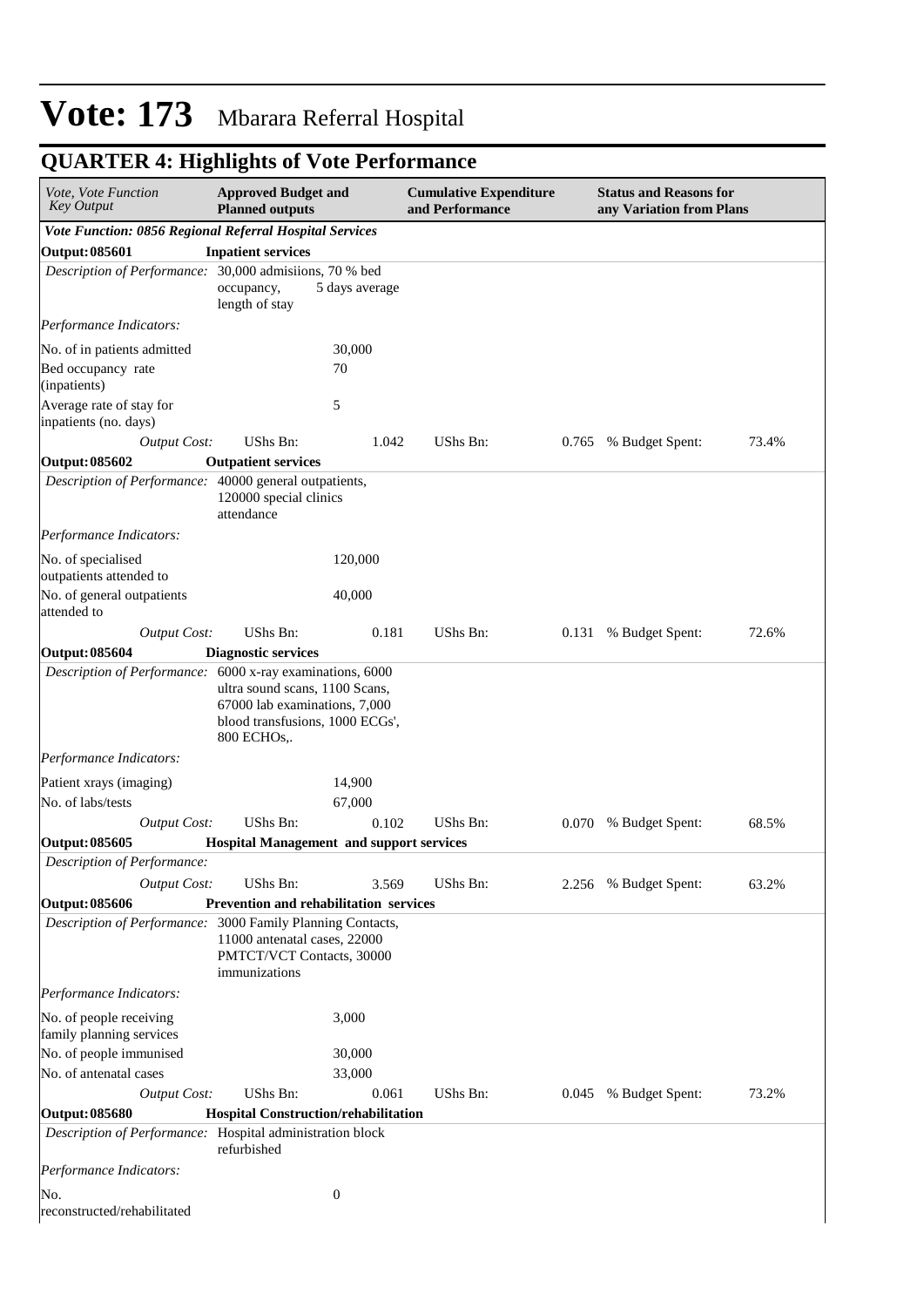# Vote: 173 Mbarara Referral Hospital

## QUARTER 4: Highlights of Vote Performance

| *Vote, Vote Function Key Output* | **Approved Budget and Planned outputs** | | **Cumulative Expenditure and Performance** | | **Status and Reasons for any Variation from Plans** | |
|---|---|---|---|---|---|---|
| ***Vote Function: 0856 Regional Referral Hospital Services*** | | | | | | |
| **Output: 085601** | **Inpatient services** | | | | | |
| *Description of Performance:* | 30,000 admisiions, 70 % bed occupancy, 5 days average length of stay | | | | | |
| *Performance Indicators:* | | | | | | |
| No. of in patients admitted | | 30,000 | | | | |
| Bed occupancy rate (inpatients) | | 70 | | | | |
| Average rate of stay for inpatients (no. days) | | 5 | | | | |
| *Output Cost:* | UShs Bn: | 1.042 | UShs Bn: | 0.765 | % Budget Spent: | 73.4% |
| **Output: 085602** | **Outpatient services** | | | | | |
| *Description of Performance:* | 40000 general outpatients, 120000 special clinics attendance | | | | | |
| *Performance Indicators:* | | | | | | |
| No. of specialised outpatients attended to | | 120,000 | | | | |
| No. of general outpatients attended to | | 40,000 | | | | |
| *Output Cost:* | UShs Bn: | 0.181 | UShs Bn: | 0.131 | % Budget Spent: | 72.6% |
| **Output: 085604** | **Diagnostic services** | | | | | |
| *Description of Performance:* | 6000 x-ray examinations, 6000 ultra sound scans, 1100 Scans, 67000 lab examinations, 7,000 blood transfusions, 1000 ECGs', 800 ECHOs,. | | | | | |
| *Performance Indicators:* | | | | | | |
| Patient xrays (imaging) | | 14,900 | | | | |
| No. of labs/tests | | 67,000 | | | | |
| *Output Cost:* | UShs Bn: | 0.102 | UShs Bn: | 0.070 | % Budget Spent: | 68.5% |
| **Output: 085605** | **Hospital Management and support services** | | | | | |
| *Description of Performance:* | | | | | | |
| *Output Cost:* | UShs Bn: | 3.569 | UShs Bn: | 2.256 | % Budget Spent: | 63.2% |
| **Output: 085606** | **Prevention and rehabilitation services** | | | | | |
| *Description of Performance:* | 3000 Family Planning Contacts, 11000 antenatal cases, 22000 PMTCT/VCT Contacts, 30000 immunizations | | | | | |
| *Performance Indicators:* | | | | | | |
| No. of people receiving family planning services | | 3,000 | | | | |
| No. of people immunised | | 30,000 | | | | |
| No. of antenatal cases | | 33,000 | | | | |
| *Output Cost:* | UShs Bn: | 0.061 | UShs Bn: | 0.045 | % Budget Spent: | 73.2% |
| **Output: 085680** | **Hospital Construction/rehabilitation** | | | | | |
| *Description of Performance:* | Hospital administration block refurbished | | | | | |
| *Performance Indicators:* | | | | | | |
| No. reconstructed/rehabilitated | | 0 | | | | |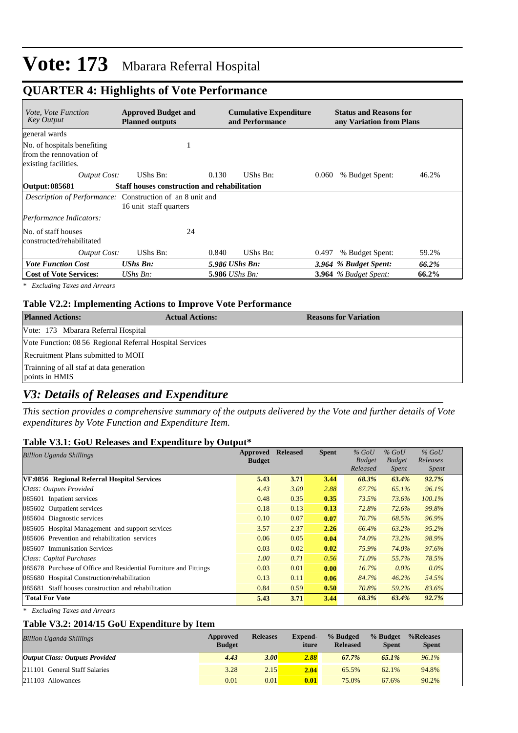# Vote: 173 Mbarara Referral Hospital

## QUARTER 4: Highlights of Vote Performance

| *Vote, Vote Function Key Output* | **Approved Budget and Planned outputs** | | **Cumulative Expenditure and Performance** | | **Status and Reasons for any Variation from Plans** | |
|---|---|---|---|---|---|---|
| general wards | | | | | | |
| No. of hospitals benefiting from the rennovation of existing facilities. | 1 | | | | | |
| *Output Cost:* | UShs Bn: | 0.130 | UShs Bn: | 0.060 | % Budget Spent: | 46.2% |
| **Output: 085681** | **Staff houses construction and rehabilitation** | | | | | |
| *Description of Performance:* | Construction of an 8 unit and 16 unit staff quarters | | | | | |
| *Performance Indicators:* | | | | | | |
| No. of staff houses constructed/rehabilitated | 24 | | | | | |
| *Output Cost:* | UShs Bn: | 0.840 | UShs Bn: | 0.497 | % Budget Spent: | 59.2% |
| ***Vote Function Cost*** | ***UShs Bn:*** | ***5.986 UShs Bn:*** | | ***3.964*** | ***% Budget Spent:*** | ***66.2%*** |
| **Cost of Vote Services:** | *UShs Bn:* | **5.986** *UShs Bn:* | | **3.964** | *% Budget Spent:* | **66.2%** |

*\* Excluding Taxes and Arrears*

### Table V2.2: Implementing Actions to Improve Vote Performance

| **Planned Actions:** | **Actual Actions:** | **Reasons for Variation** |
|---|---|---|
| Vote: 173 Mbarara Referral Hospital | | |
| Vote Function: 08 56 Regional Referral Hospital Services | | |
| Recruitment Plans submitted to MOH | | |
| Trainning of all staf at data generation points in HMIS | | |

## *V3: Details of Releases and Expenditure*

*This section provides a comprehensive summary of the outputs delivered by the Vote and further details of Vote expenditures by Vote Function and Expenditure Item.*

### Table V3.1: GoU Releases and Expenditure by Output*

| *Billion Uganda Shillings* | **Approved Budget** | **Released** | **Spent** | *% GoU Budget Released* | *% GoU Budget Spent* | *% GoU Releases Spent* |
|---|---|---|---|---|---|---|
| **VF:0856 Regional Referral Hospital Services** | **5.43** | **3.71** | **3.44** | ***68.3%*** | ***63.4%*** | ***92.7%*** |
| *Class: Outputs Provided* | *4.43* | *3.00* | *2.88* | *67.7%* | *65.1%* | *96.1%* |
| 085601 Inpatient services | 0.48 | 0.35 | **0.35** | *73.5%* | *73.6%* | *100.1%* |
| 085602 Outpatient services | 0.18 | 0.13 | **0.13** | *72.8%* | *72.6%* | *99.8%* |
| 085604 Diagnostic services | 0.10 | 0.07 | **0.07** | *70.7%* | *68.5%* | *96.9%* |
| 085605 Hospital Management and support services | 3.57 | 2.37 | **2.26** | *66.4%* | *63.2%* | *95.2%* |
| 085606 Prevention and rehabilitation services | 0.06 | 0.05 | **0.04** | *74.0%* | *73.2%* | *98.9%* |
| 085607 Immunisation Services | 0.03 | 0.02 | **0.02** | *75.9%* | *74.0%* | *97.6%* |
| *Class: Capital Purchases* | *1.00* | *0.71* | *0.56* | *71.0%* | *55.7%* | *78.5%* |
| 085678 Purchase of Office and Residential Furniture and Fittings | 0.03 | 0.01 | **0.00** | *16.7%* | *0.0%* | *0.0%* |
| 085680 Hospital Construction/rehabilitation | 0.13 | 0.11 | **0.06** | *84.7%* | *46.2%* | *54.5%* |
| 085681 Staff houses construction and rehabilitation | 0.84 | 0.59 | **0.50** | *70.8%* | *59.2%* | *83.6%* |
| **Total For Vote** | **5.43** | **3.71** | **3.44** | ***68.3%*** | ***63.4%*** | ***92.7%*** |

*\* Excluding Taxes and Arrears*

### Table V3.2: 2014/15 GoU Expenditure by Item

| *Billion Uganda Shillings* | **Approved Budget** | **Releases** | **Expend-iture** | **% Budged Released** | **% Budget Spent** | **%Releases Spent** |
|---|---|---|---|---|---|---|
| ***Output Class: Outputs Provided*** | ***4.43*** | ***3.00*** | ***2.88*** | ***67.7%*** | ***65.1%*** | *96.1%* |
| 211101 General Staff Salaries | 3.28 | 2.15 | **2.04** | 65.5% | 62.1% | 94.8% |
| 211103 Allowances | 0.01 | 0.01 | **0.01** | 75.0% | 67.6% | 90.2% |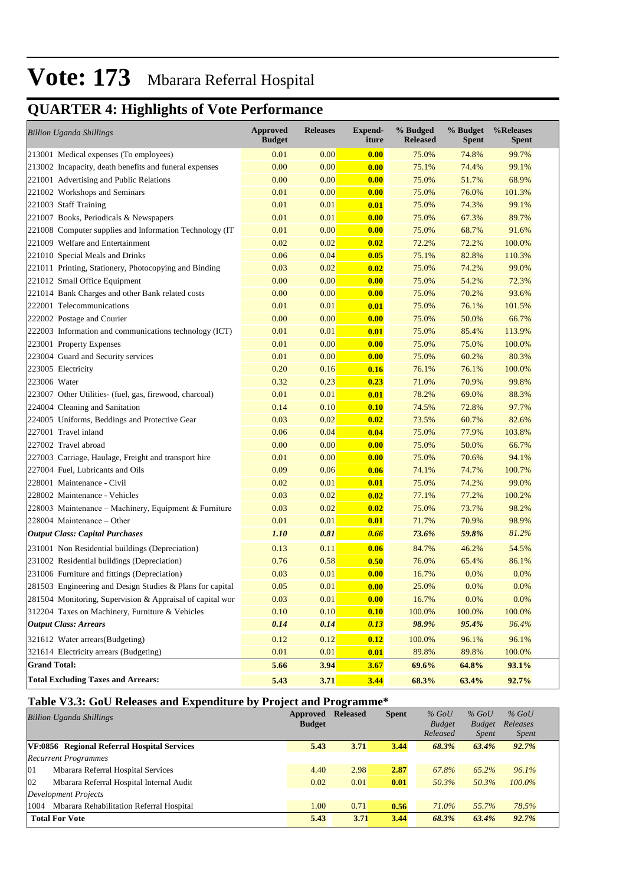# Vote: 173 Mbarara Referral Hospital

## QUARTER 4: Highlights of Vote Performance

| *Billion Uganda Shillings* | Approved Budget | Releases | Expend-iture | % Budged Released | % Budget Spent | %Releases Spent |
|---|---|---|---|---|---|---|
| 213001 Medical expenses (To employees) | 0.01 | 0.00 | **0.00** | 75.0% | 74.8% | 99.7% |
| 213002 Incapacity, death benefits and funeral expenses | 0.00 | 0.00 | **0.00** | 75.1% | 74.4% | 99.1% |
| 221001 Advertising and Public Relations | 0.00 | 0.00 | **0.00** | 75.0% | 51.7% | 68.9% |
| 221002 Workshops and Seminars | 0.01 | 0.00 | **0.00** | 75.0% | 76.0% | 101.3% |
| 221003 Staff Training | 0.01 | 0.01 | **0.01** | 75.0% | 74.3% | 99.1% |
| 221007 Books, Periodicals & Newspapers | 0.01 | 0.01 | **0.00** | 75.0% | 67.3% | 89.7% |
| 221008 Computer supplies and Information Technology (IT | 0.01 | 0.00 | **0.00** | 75.0% | 68.7% | 91.6% |
| 221009 Welfare and Entertainment | 0.02 | 0.02 | **0.02** | 72.2% | 72.2% | 100.0% |
| 221010 Special Meals and Drinks | 0.06 | 0.04 | **0.05** | 75.1% | 82.8% | 110.3% |
| 221011 Printing, Stationery, Photocopying and Binding | 0.03 | 0.02 | **0.02** | 75.0% | 74.2% | 99.0% |
| 221012 Small Office Equipment | 0.00 | 0.00 | **0.00** | 75.0% | 54.2% | 72.3% |
| 221014 Bank Charges and other Bank related costs | 0.00 | 0.00 | **0.00** | 75.0% | 70.2% | 93.6% |
| 222001 Telecommunications | 0.01 | 0.01 | **0.01** | 75.0% | 76.1% | 101.5% |
| 222002 Postage and Courier | 0.00 | 0.00 | **0.00** | 75.0% | 50.0% | 66.7% |
| 222003 Information and communications technology (ICT) | 0.01 | 0.01 | **0.01** | 75.0% | 85.4% | 113.9% |
| 223001 Property Expenses | 0.01 | 0.00 | **0.00** | 75.0% | 75.0% | 100.0% |
| 223004 Guard and Security services | 0.01 | 0.00 | **0.00** | 75.0% | 60.2% | 80.3% |
| 223005 Electricity | 0.20 | 0.16 | **0.16** | 76.1% | 76.1% | 100.0% |
| 223006 Water | 0.32 | 0.23 | **0.23** | 71.0% | 70.9% | 99.8% |
| 223007 Other Utilities- (fuel, gas, firewood, charcoal) | 0.01 | 0.01 | **0.01** | 78.2% | 69.0% | 88.3% |
| 224004 Cleaning and Sanitation | 0.14 | 0.10 | **0.10** | 74.5% | 72.8% | 97.7% |
| 224005 Uniforms, Beddings and Protective Gear | 0.03 | 0.02 | **0.02** | 73.5% | 60.7% | 82.6% |
| 227001 Travel inland | 0.06 | 0.04 | **0.04** | 75.0% | 77.9% | 103.8% |
| 227002 Travel abroad | 0.00 | 0.00 | **0.00** | 75.0% | 50.0% | 66.7% |
| 227003 Carriage, Haulage, Freight and transport hire | 0.01 | 0.00 | **0.00** | 75.0% | 70.6% | 94.1% |
| 227004 Fuel, Lubricants and Oils | 0.09 | 0.06 | **0.06** | 74.1% | 74.7% | 100.7% |
| 228001 Maintenance - Civil | 0.02 | 0.01 | **0.01** | 75.0% | 74.2% | 99.0% |
| 228002 Maintenance - Vehicles | 0.03 | 0.02 | **0.02** | 77.1% | 77.2% | 100.2% |
| 228003 Maintenance – Machinery, Equipment & Furniture | 0.03 | 0.02 | **0.02** | 75.0% | 73.7% | 98.2% |
| 228004 Maintenance – Other | 0.01 | 0.01 | **0.01** | 71.7% | 70.9% | 98.9% |
| ***Output Class: Capital Purchases*** | ***1.10*** | ***0.81*** | ***0.66*** | ***73.6%*** | ***59.8%*** | *81.2%* |
| 231001 Non Residential buildings (Depreciation) | 0.13 | 0.11 | **0.06** | 84.7% | 46.2% | 54.5% |
| 231002 Residential buildings (Depreciation) | 0.76 | 0.58 | **0.50** | 76.0% | 65.4% | 86.1% |
| 231006 Furniture and fittings (Depreciation) | 0.03 | 0.01 | **0.00** | 16.7% | 0.0% | 0.0% |
| 281503 Engineering and Design Studies & Plans for capital | 0.05 | 0.01 | **0.00** | 25.0% | 0.0% | 0.0% |
| 281504 Monitoring, Supervision & Appraisal of capital wor | 0.03 | 0.01 | **0.00** | 16.7% | 0.0% | 0.0% |
| 312204 Taxes on Machinery, Furniture & Vehicles | 0.10 | 0.10 | **0.10** | 100.0% | 100.0% | 100.0% |
| ***Output Class: Arrears*** | ***0.14*** | ***0.14*** | ***0.13*** | ***98.9%*** | ***95.4%*** | *96.4%* |
| 321612 Water arrears(Budgeting) | 0.12 | 0.12 | **0.12** | 100.0% | 96.1% | 96.1% |
| 321614 Electricity arrears (Budgeting) | 0.01 | 0.01 | **0.01** | 89.8% | 89.8% | 100.0% |
| **Grand Total:** | **5.66** | **3.94** | **3.67** | **69.6%** | **64.8%** | **93.1%** |
| **Total Excluding Taxes and Arrears:** | **5.43** | **3.71** | **3.44** | **68.3%** | **63.4%** | **92.7%** |

### Table V3.3: GoU Releases and Expenditure by Project and Programme*

| *Billion Uganda Shillings* | Approved Budget | Released | Spent | *% GoU Budget Released* | *% GoU Budget Spent* | *% GoU Releases Spent* |
|---|---|---|---|---|---|---|
| **VF:0856 Regional Referral Hospital Services** | **5.43** | **3.71** | **3.44** | ***68.3%*** | ***63.4%*** | ***92.7%*** |
| *Recurrent Programmes* | | | | | | |
| 01 Mbarara Referral Hospital Services | 4.40 | 2.98 | **2.87** | *67.8%* | *65.2%* | *96.1%* |
| 02 Mbarara Referral Hospital Internal Audit | 0.02 | 0.01 | **0.01** | *50.3%* | *50.3%* | *100.0%* |
| *Development Projects* | | | | | | |
| 1004 Mbarara Rehabilitation Referral Hospital | 1.00 | 0.71 | **0.56** | *71.0%* | *55.7%* | *78.5%* |
| **Total For Vote** | **5.43** | **3.71** | **3.44** | ***68.3%*** | ***63.4%*** | ***92.7%*** |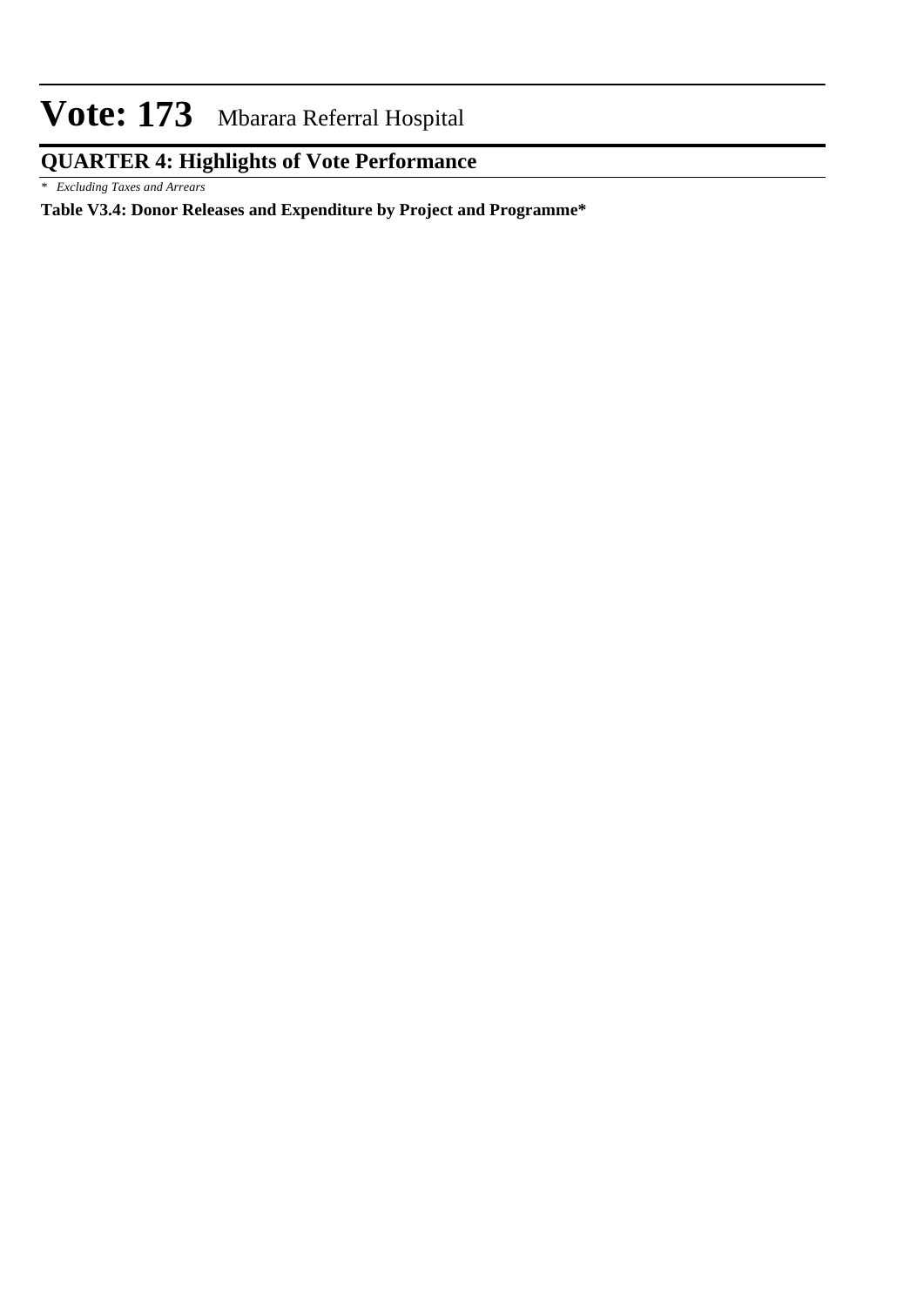# Vote: 173 Mbarara Referral Hospital

## QUARTER 4: Highlights of Vote Performance

*\* Excluding Taxes and Arrears*

**Table V3.4: Donor Releases and Expenditure by Project and Programme\***